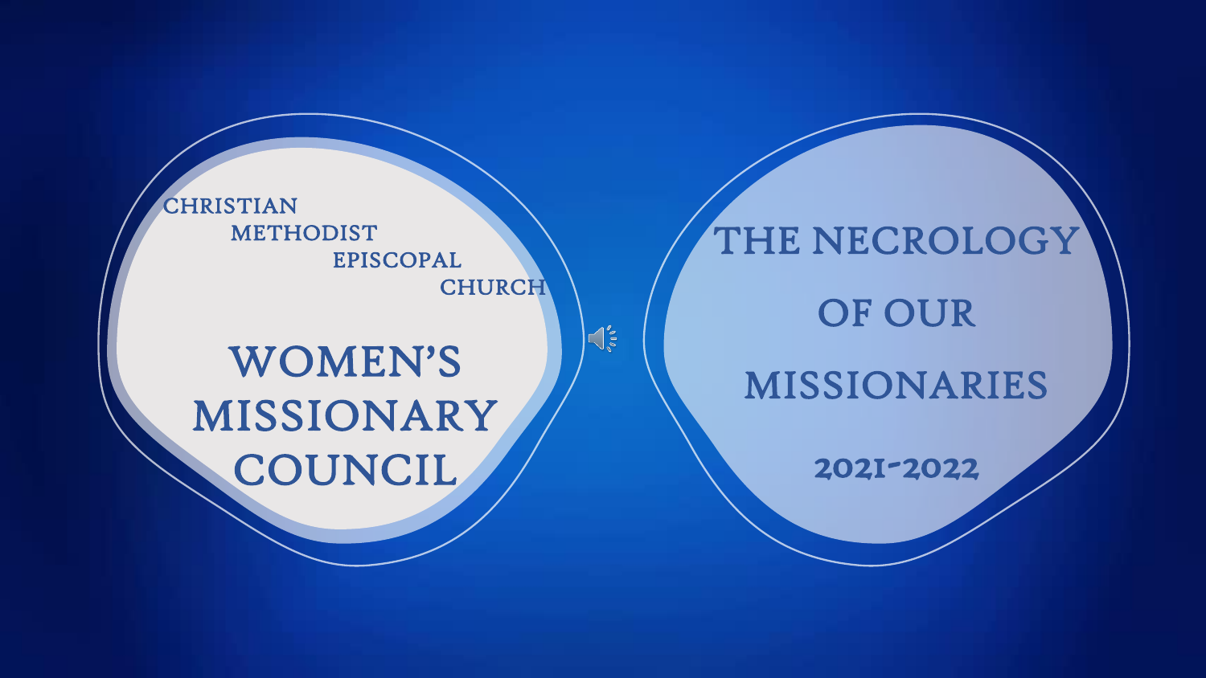CHRISTIAN
METHODIST
EPISCOPAL
CHURCH

# WOMEN'S MISSIONARY COUNCIL

# THE NECROLOGY OF OUR MISSIONARIES

## 2021-2022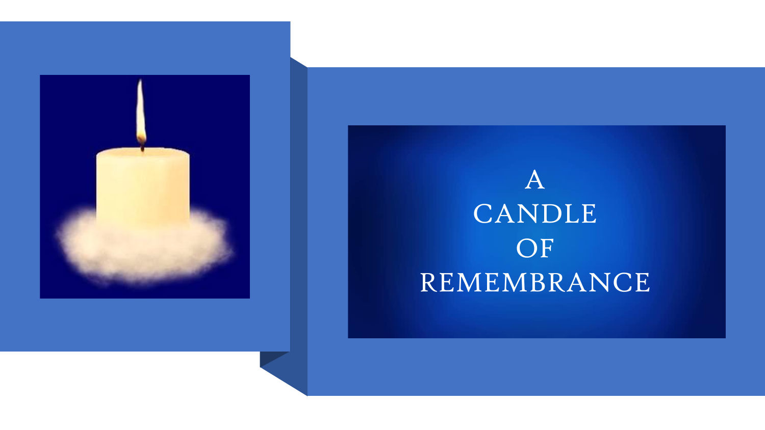# A CANDLE OF REMEMBRANCE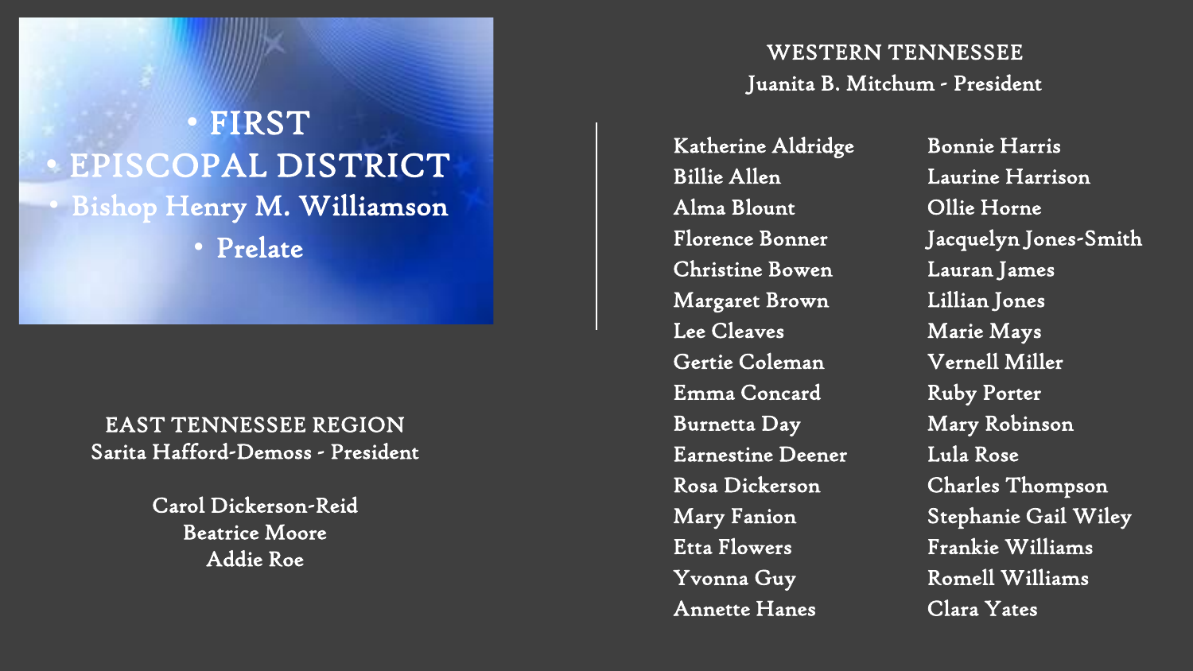# FIRST EPISCOPAL DISTRICT

## Bishop Henry M. Williamson

Prelate

## EAST TENNESSEE REGION

Sarita Hafford-Demoss - President

Carol Dickerson-Reid
Beatrice Moore
Addie Roe

## WESTERN TENNESSEE

Juanita B. Mitchum - President

Katherine Aldridge
Billie Allen
Alma Blount
Florence Bonner
Christine Bowen
Margaret Brown
Lee Cleaves
Gertie Coleman
Emma Concard
Burnetta Day
Earnestine Deener
Rosa Dickerson
Mary Fanion
Etta Flowers
Yvonna Guy
Annette Hanes
Bonnie Harris
Laurine Harrison
Ollie Horne
Jacquelyn Jones-Smith
Lauran James
Lillian Jones
Marie Mays
Vernell Miller
Ruby Porter
Mary Robinson
Lula Rose
Charles Thompson
Stephanie Gail Wiley
Frankie Williams
Romell Williams
Clara Yates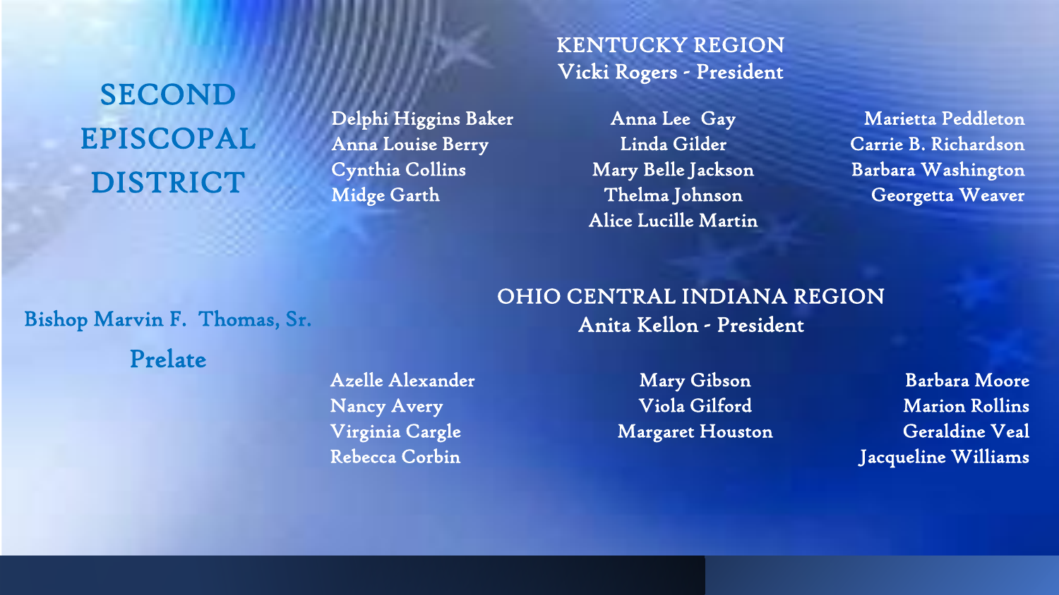# SECOND EPISCOPAL DISTRICT

Bishop Marvin F. Thomas, Sr.

Prelate

## KENTUCKY REGION

Vicki Rogers - President

Delphi Higgins Baker
Anna Louise Berry
Cynthia Collins
Midge Garth
Anna Lee Gay
Linda Gilder
Mary Belle Jackson
Thelma Johnson
Alice Lucille Martin
Marietta Peddleton
Carrie B. Richardson
Barbara Washington
Georgetta Weaver

## OHIO CENTRAL INDIANA REGION

Anita Kellon - President

Azelle Alexander
Nancy Avery
Virginia Cargle
Rebecca Corbin
Mary Gibson
Viola Gilford
Margaret Houston
Barbara Moore
Marion Rollins
Geraldine Veal
Jacqueline Williams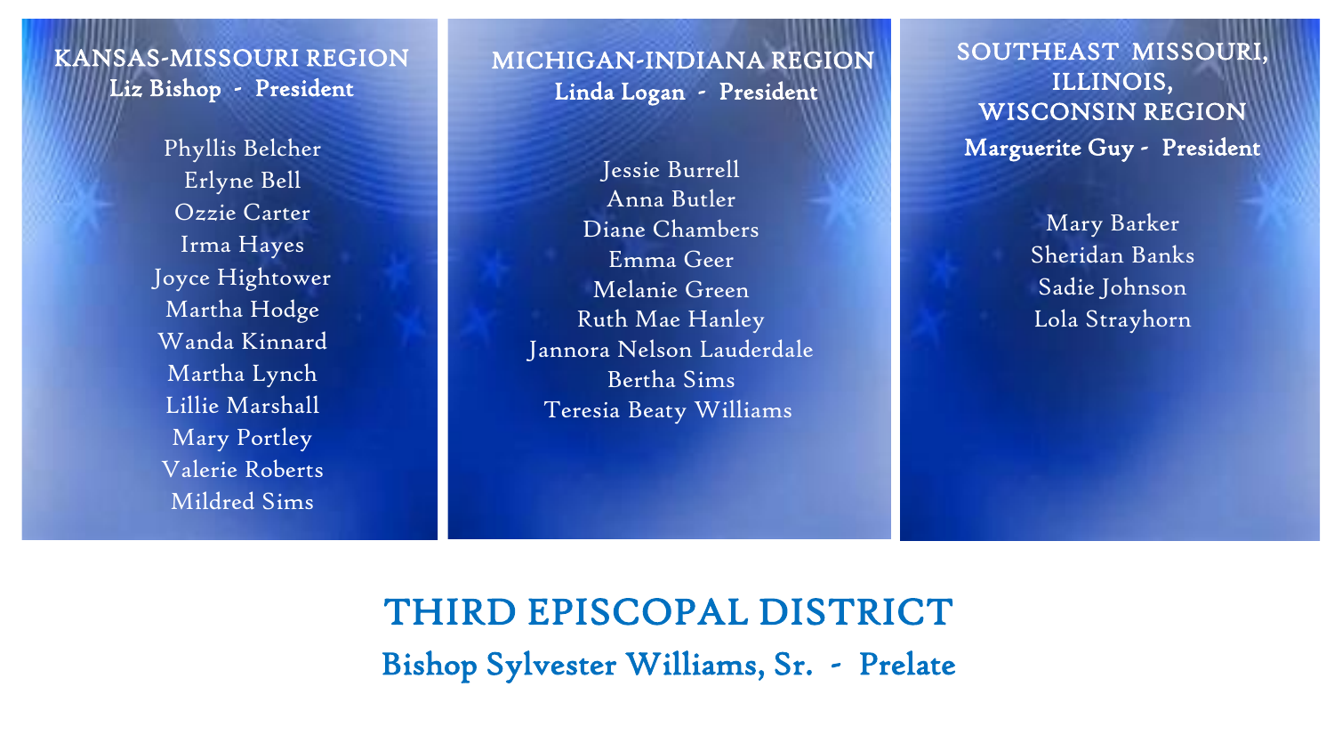## KANSAS-MISSOURI REGION

**Liz Bishop - President**

Phyllis Belcher
Erlyne Bell
Ozzie Carter
Irma Hayes
Joyce Hightower
Martha Hodge
Wanda Kinnard
Martha Lynch
Lillie Marshall
Mary Portley
Valerie Roberts
Mildred Sims

## MICHIGAN-INDIANA REGION

**Linda Logan - President**

Jessie Burrell
Anna Butler
Diane Chambers
Emma Geer
Melanie Green
Ruth Mae Hanley
Jannora Nelson Lauderdale
Bertha Sims
Teresia Beaty Williams

## SOUTHEAST MISSOURI, ILLINOIS, WISCONSIN REGION

**Marguerite Guy - President**

Mary Barker
Sheridan Banks
Sadie Johnson
Lola Strayhorn

# THIRD EPISCOPAL DISTRICT

## Bishop Sylvester Williams, Sr. - Prelate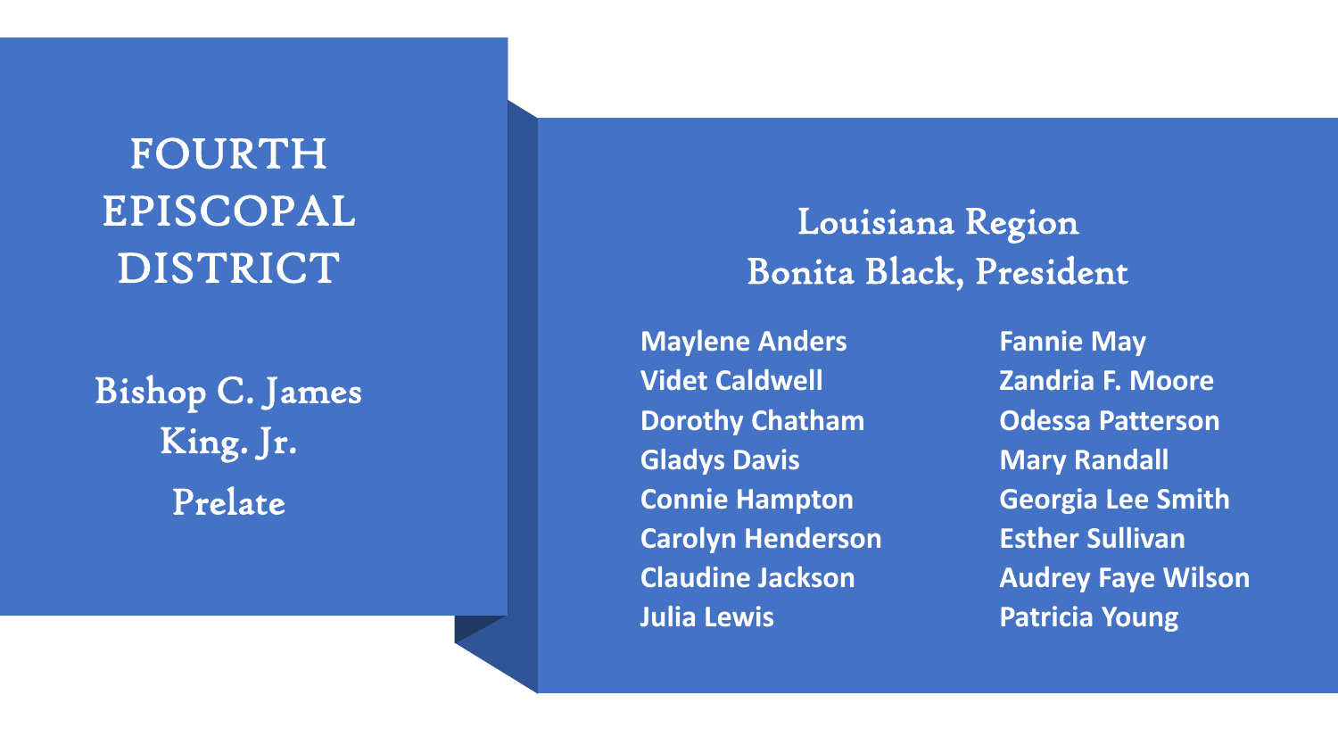# FOURTH EPISCOPAL DISTRICT

Bishop C. James King. Jr.

Prelate

## Louisiana Region

## Bonita Black, President

**Maylene Anders**
**Videt Caldwell**
**Dorothy Chatham**
**Gladys Davis**
**Connie Hampton**
**Carolyn Henderson**
**Claudine Jackson**
**Julia Lewis**
**Fannie May**
**Zandria F. Moore**
**Odessa Patterson**
**Mary Randall**
**Georgia Lee Smith**
**Esther Sullivan**
**Audrey Faye Wilson**
**Patricia Young**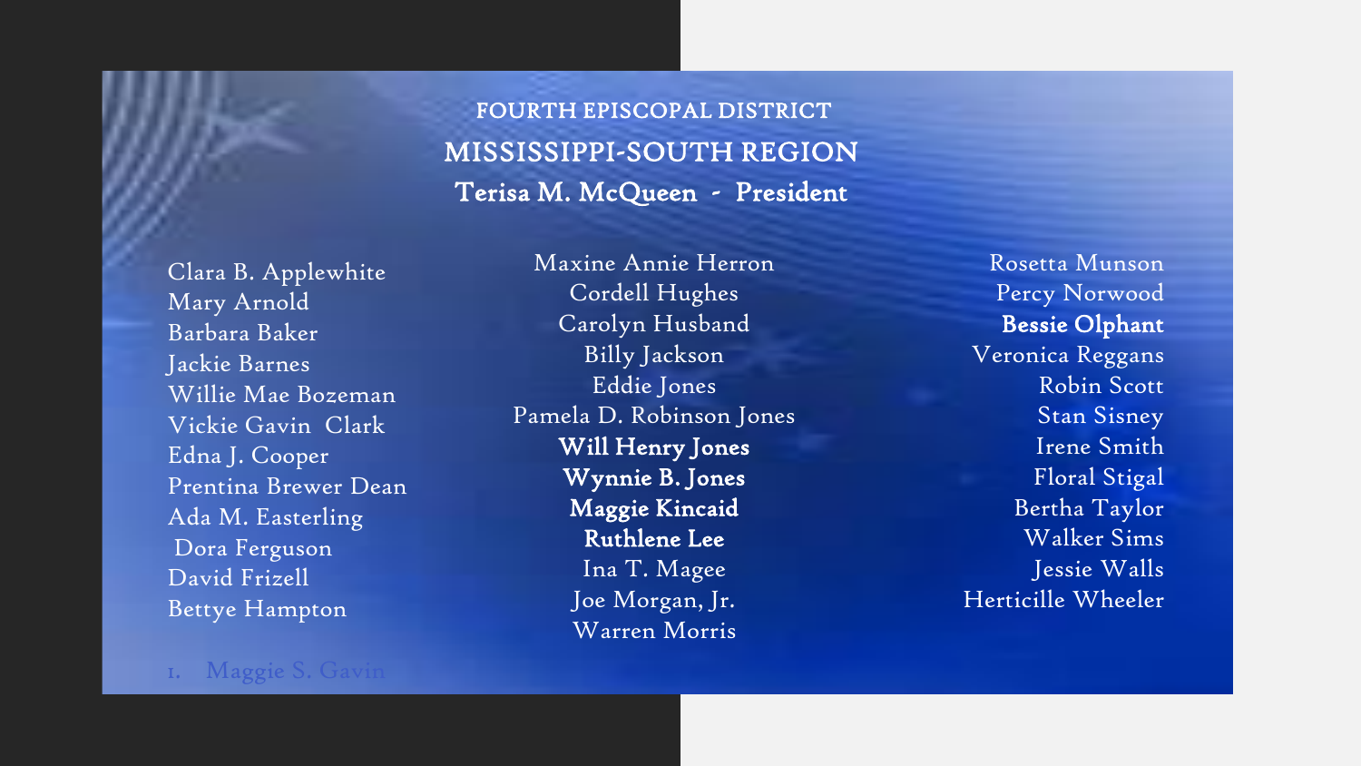## FOURTH EPISCOPAL DISTRICT

## MISSISSIPPI-SOUTH REGION

**Terisa M. McQueen - President**

Clara B. Applewhite
Mary Arnold
Barbara Baker
Jackie Barnes
Willie Mae Bozeman
Vickie Gavin Clark
Edna J. Cooper
Prentina Brewer Dean
Ada M. Easterling
Dora Ferguson
David Frizell
Bettye Hampton

1. Maggie S. Gavin

Maxine Annie Herron
Cordell Hughes
Carolyn Husband
Billy Jackson
Eddie Jones
Pamela D. Robinson Jones
**Will Henry Jones**
**Wynnie B. Jones**
**Maggie Kincaid**
**Ruthlene Lee**
Ina T. Magee
Joe Morgan, Jr.
Warren Morris

Rosetta Munson
Percy Norwood
**Bessie Olphant**
Veronica Reggans
Robin Scott
Stan Sisney
Irene Smith
Floral Stigal
Bertha Taylor
Walker Sims
Jessie Walls
Herticille Wheeler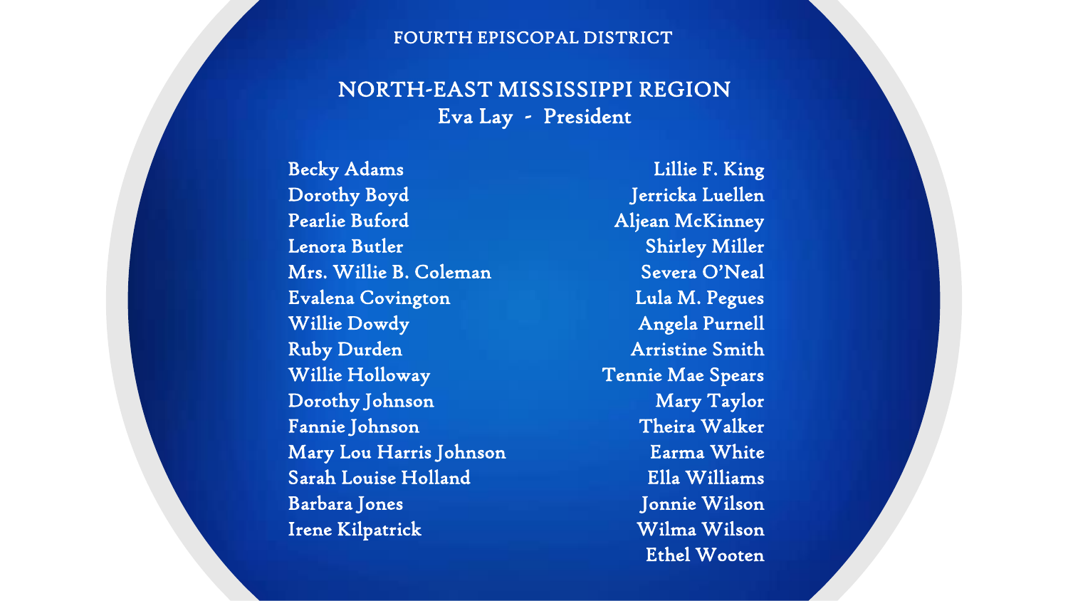FOURTH EPISCOPAL DISTRICT

## NORTH-EAST MISSISSIPPI REGION

### Eva Lay - President

Becky Adams
Dorothy Boyd
Pearlie Buford
Lenora Butler
Mrs. Willie B. Coleman
Evalena Covington
Willie Dowdy
Ruby Durden
Willie Holloway
Dorothy Johnson
Fannie Johnson
Mary Lou Harris Johnson
Sarah Louise Holland
Barbara Jones
Irene Kilpatrick
Lillie F. King
Jerricka Luellen
Aljean McKinney
Shirley Miller
Severa O'Neal
Lula M. Pegues
Angela Purnell
Arristine Smith
Tennie Mae Spears
Mary Taylor
Theira Walker
Earma White
Ella Williams
Jonnie Wilson
Wilma Wilson
Ethel Wooten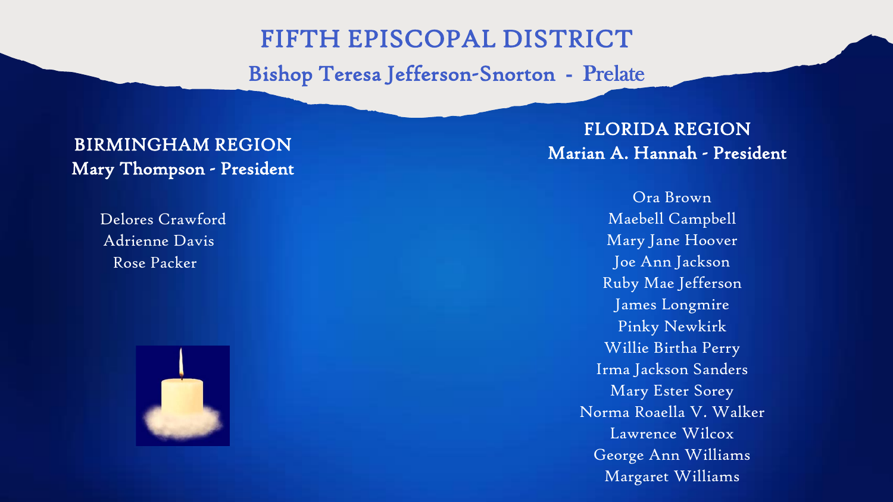# FIFTH EPISCOPAL DISTRICT

## Bishop Teresa Jefferson-Snorton - Prelate

### BIRMINGHAM REGION
**Mary Thompson - President**

Delores Crawford
Adrienne Davis
Rose Packer

### FLORIDA REGION
**Marian A. Hannah - President**

Ora Brown
Maebell Campbell
Mary Jane Hoover
Joe Ann Jackson
Ruby Mae Jefferson
James Longmire
Pinky Newkirk
Willie Birtha Perry
Irma Jackson Sanders
Mary Ester Sorey
Norma Roaella V. Walker
Lawrence Wilcox
George Ann Williams
Margaret Williams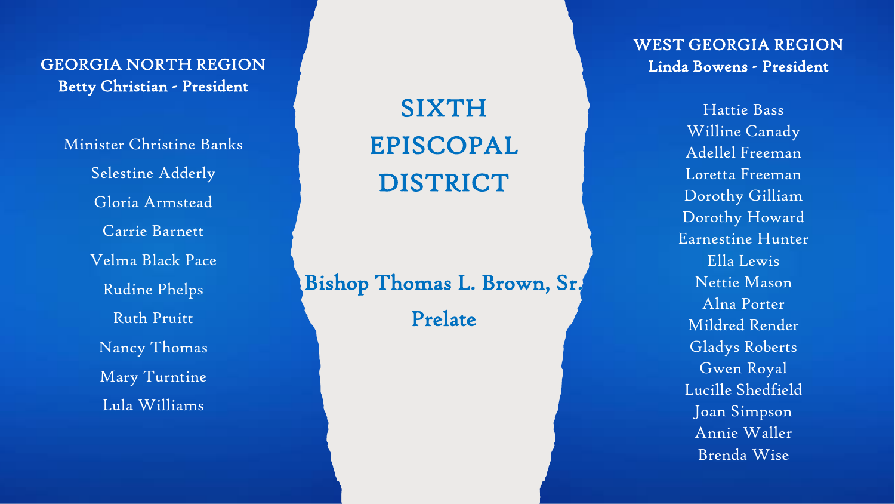# SIXTH EPISCOPAL DISTRICT

**Bishop Thomas L. Brown, Sr.**
**Prelate**

## GEORGIA NORTH REGION

**Betty Christian - President**

Minister Christine Banks
Selestine Adderly
Gloria Armstead
Carrie Barnett
Velma Black Pace
Rudine Phelps
Ruth Pruitt
Nancy Thomas
Mary Turntine
Lula Williams

## WEST GEORGIA REGION

**Linda Bowens - President**

Hattie Bass
Willine Canady
Adellel Freeman
Loretta Freeman
Dorothy Gilliam
Dorothy Howard
Earnestine Hunter
Ella Lewis
Nettie Mason
Alna Porter
Mildred Render
Gladys Roberts
Gwen Royal
Lucille Shedfield
Joan Simpson
Annie Waller
Brenda Wise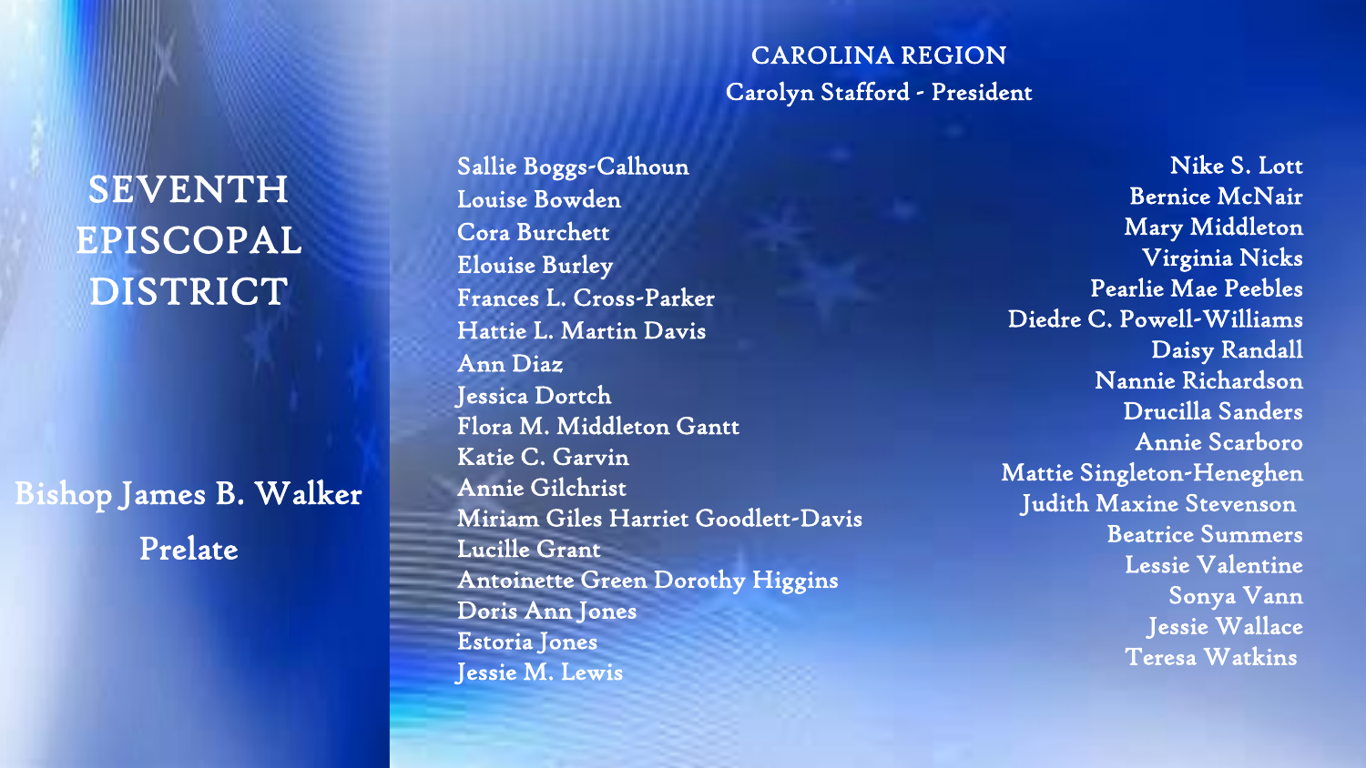# SEVENTH EPISCOPAL DISTRICT

Bishop James B. Walker

Prelate

## CAROLINA REGION

Carolyn Stafford - President

Sallie Boggs-Calhoun
Louise Bowden
Cora Burchett
Elouise Burley
Frances L. Cross-Parker
Hattie L. Martin Davis
Ann Diaz
Jessica Dortch
Flora M. Middleton Gantt
Katie C. Garvin
Annie Gilchrist
Miriam Giles Harriet Goodlett-Davis
Lucille Grant
Antoinette Green Dorothy Higgins
Doris Ann Jones
Estoria Jones
Jessie M. Lewis

Nike S. Lott
Bernice McNair
Mary Middleton
Virginia Nicks
Pearlie Mae Peebles
Diedre C. Powell-Williams
Daisy Randall
Nannie Richardson
Drucilla Sanders
Annie Scarboro
Mattie Singleton-Heneghen
Judith Maxine Stevenson
Beatrice Summers
Lessie Valentine
Sonya Vann
Jessie Wallace
Teresa Watkins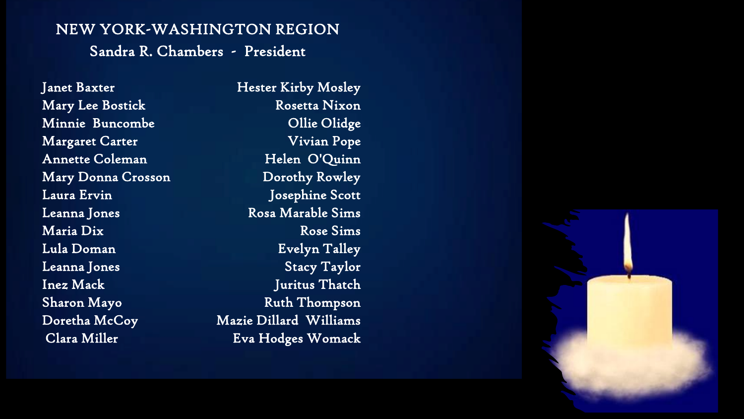# NEW YORK-WASHINGTON REGION

## Sandra R. Chambers - President

Janet Baxter
Mary Lee Bostick
Minnie Buncombe
Margaret Carter
Annette Coleman
Mary Donna Crosson
Laura Ervin
Leanna Jones
Maria Dix
Lula Doman
Leanna Jones
Inez Mack
Sharon Mayo
Doretha McCoy
Clara Miller

Hester Kirby Mosley
Rosetta Nixon
Ollie Olidge
Vivian Pope
Helen O'Quinn
Dorothy Rowley
Josephine Scott
Rosa Marable Sims
Rose Sims
Evelyn Talley
Stacy Taylor
Juritus Thatch
Ruth Thompson
Mazie Dillard Williams
Eva Hodges Womack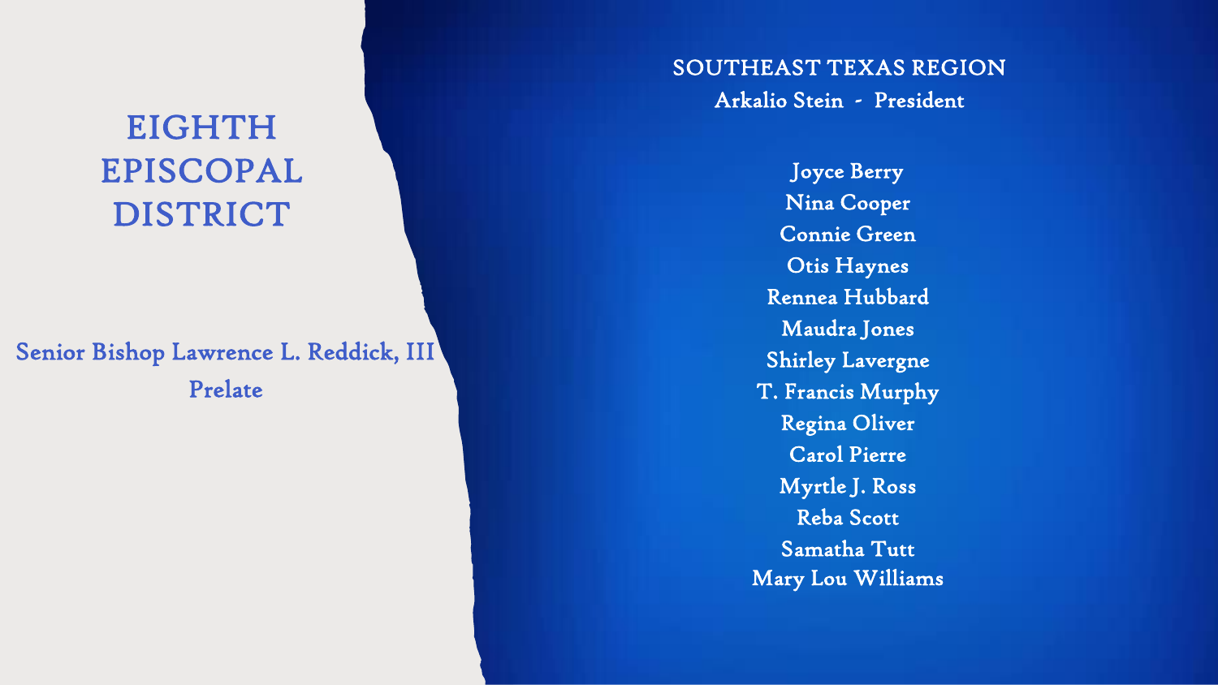# EIGHTH EPISCOPAL DISTRICT

Senior Bishop Lawrence L. Reddick, III

Prelate

## SOUTHEAST TEXAS REGION

Arkalio Stein - President

Joyce Berry
Nina Cooper
Connie Green
Otis Haynes
Rennea Hubbard
Maudra Jones
Shirley Lavergne
T. Francis Murphy
Regina Oliver
Carol Pierre
Myrtle J. Ross
Reba Scott
Samatha Tutt
Mary Lou Williams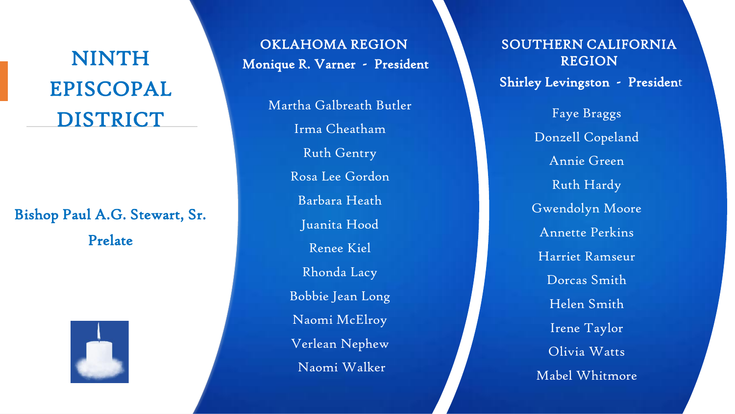# NINTH EPISCOPAL DISTRICT

**Bishop Paul A.G. Stewart, Sr.**

**Prelate**

## OKLAHOMA REGION

**Monique R. Varner - President**

Martha Galbreath Butler

Irma Cheatham

Ruth Gentry

Rosa Lee Gordon

Barbara Heath

Juanita Hood

Renee Kiel

Rhonda Lacy

Bobbie Jean Long

Naomi McElroy

Verlean Nephew

Naomi Walker

## SOUTHERN CALIFORNIA REGION

**Shirley Levingston - President**

Faye Braggs

Donzell Copeland

Annie Green

Ruth Hardy

Gwendolyn Moore

Annette Perkins

Harriet Ramseur

Dorcas Smith

Helen Smith

Irene Taylor

Olivia Watts

Mabel Whitmore